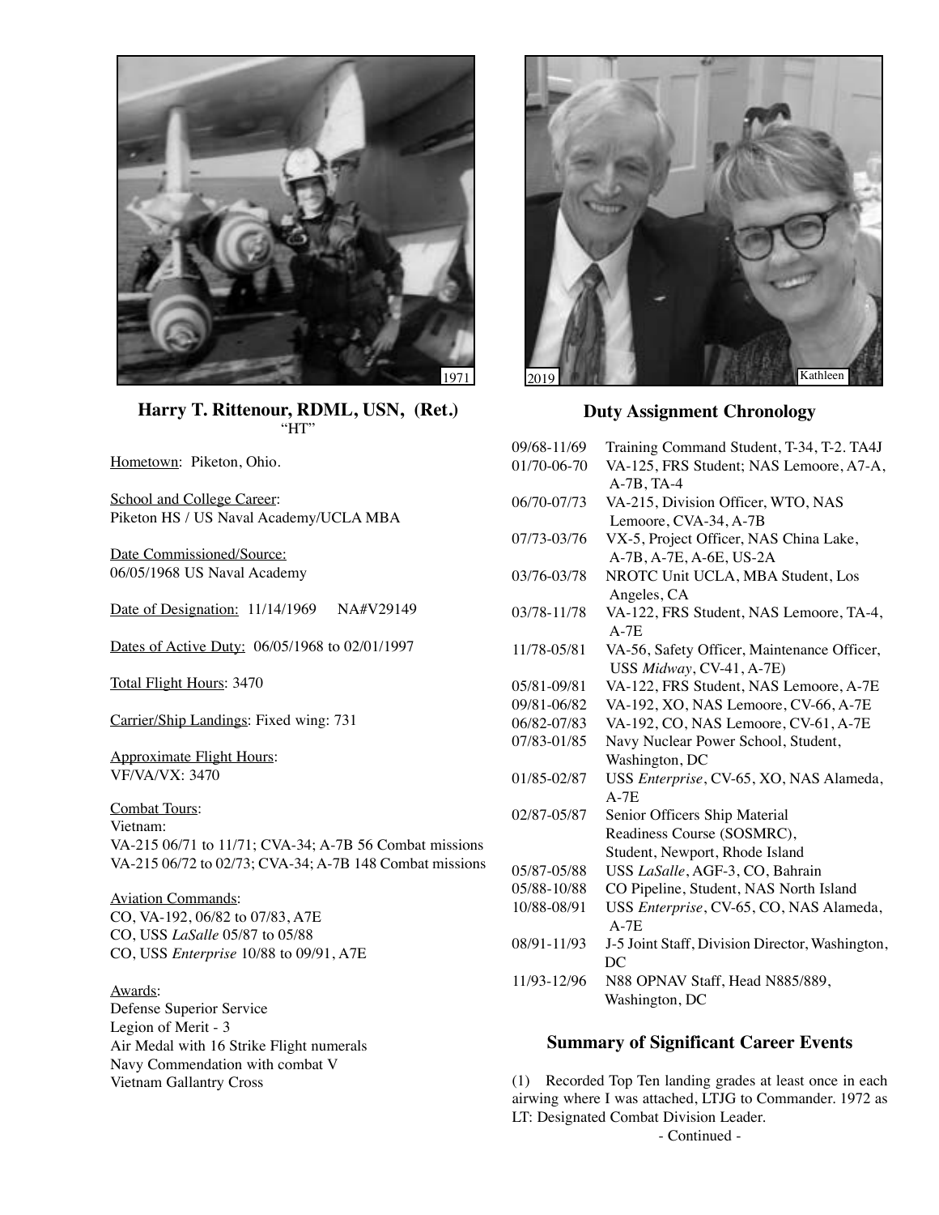1971

**Harry T. Rittenour, RDML, USN, (Ret.)**
"HT"

Hometown: Piketon, Ohio.

School and College Career:
Piketon HS / US Naval Academy/UCLA MBA

Date Commissioned/Source:
06/05/1968 US Naval Academy

Date of Designation: 11/14/1969 NA#V29149

Dates of Active Duty: 06/05/1968 to 02/01/1997

Total Flight Hours: 3470

Carrier/Ship Landings: Fixed wing: 731

Approximate Flight Hours:
VF/VA/VX: 3470

Combat Tours:
Vietnam:
VA-215 06/71 to 11/71; CVA-34; A-7B 56 Combat missions
VA-215 06/72 to 02/73; CVA-34; A-7B 148 Combat missions

Aviation Commands:
CO, VA-192, 06/82 to 07/83, A7E
CO, USS *LaSalle* 05/87 to 05/88
CO, USS *Enterprise* 10/88 to 09/91, A7E

Awards:
Defense Superior Service
Legion of Merit - 3
Air Medal with 16 Strike Flight numerals
Navy Commendation with combat V
Vietnam Gallantry Cross

2019 Kathleen

## Duty Assignment Chronology

| | |
|---|---|
| 09/68-11/69 | Training Command Student, T-34, T-2. TA4J |
| 01/70-06-70 | VA-125, FRS Student; NAS Lemoore, A7-A, A-7B, TA-4 |
| 06/70-07/73 | VA-215, Division Officer, WTO, NAS Lemoore, CVA-34, A-7B |
| 07/73-03/76 | VX-5, Project Officer, NAS China Lake, A-7B, A-7E, A-6E, US-2A |
| 03/76-03/78 | NROTC Unit UCLA, MBA Student, Los Angeles, CA |
| 03/78-11/78 | VA-122, FRS Student, NAS Lemoore, TA-4, A-7E |
| 11/78-05/81 | VA-56, Safety Officer, Maintenance Officer, USS *Midway*, CV-41, A-7E) |
| 05/81-09/81 | VA-122, FRS Student, NAS Lemoore, A-7E |
| 09/81-06/82 | VA-192, XO, NAS Lemoore, CV-66, A-7E |
| 06/82-07/83 | VA-192, CO, NAS Lemoore, CV-61, A-7E |
| 07/83-01/85 | Navy Nuclear Power School, Student, Washington, DC |
| 01/85-02/87 | USS *Enterprise*, CV-65, XO, NAS Alameda, A-7E |
| 02/87-05/87 | Senior Officers Ship Material Readiness Course (SOSMRC), Student, Newport, Rhode Island |
| 05/87-05/88 | USS *LaSalle*, AGF-3, CO, Bahrain |
| 05/88-10/88 | CO Pipeline, Student, NAS North Island |
| 10/88-08/91 | USS *Enterprise*, CV-65, CO, NAS Alameda, A-7E |
| 08/91-11/93 | J-5 Joint Staff, Division Director, Washington, DC |
| 11/93-12/96 | N88 OPNAV Staff, Head N885/889, Washington, DC |

## Summary of Significant Career Events

(1) Recorded Top Ten landing grades at least once in each airwing where I was attached, LTJG to Commander. 1972 as LT: Designated Combat Division Leader.

- Continued -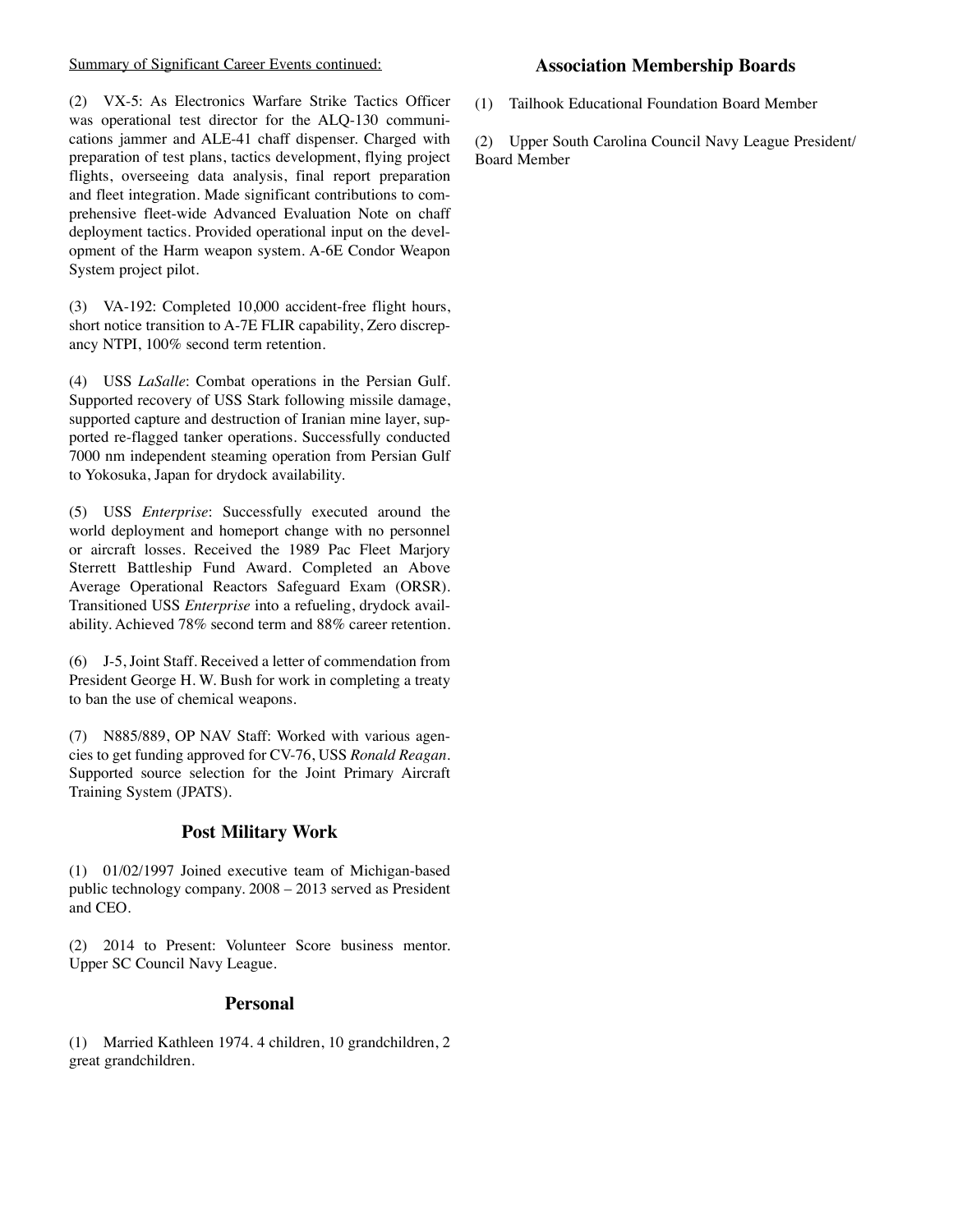Summary of Significant Career Events continued:

(2) VX-5: As Electronics Warfare Strike Tactics Officer was operational test director for the ALQ-130 communications jammer and ALE-41 chaff dispenser. Charged with preparation of test plans, tactics development, flying project flights, overseeing data analysis, final report preparation and fleet integration. Made significant contributions to comprehensive fleet-wide Advanced Evaluation Note on chaff deployment tactics. Provided operational input on the development of the Harm weapon system. A-6E Condor Weapon System project pilot.

(3) VA-192: Completed 10,000 accident-free flight hours, short notice transition to A-7E FLIR capability, Zero discrepancy NTPI, 100% second term retention.

(4) USS *LaSalle*: Combat operations in the Persian Gulf. Supported recovery of USS Stark following missile damage, supported capture and destruction of Iranian mine layer, supported re-flagged tanker operations. Successfully conducted 7000 nm independent steaming operation from Persian Gulf to Yokosuka, Japan for drydock availability.

(5) USS *Enterprise*: Successfully executed around the world deployment and homeport change with no personnel or aircraft losses. Received the 1989 Pac Fleet Marjory Sterrett Battleship Fund Award. Completed an Above Average Operational Reactors Safeguard Exam (ORSR). Transitioned USS *Enterprise* into a refueling, drydock availability. Achieved 78% second term and 88% career retention.

(6) J-5, Joint Staff. Received a letter of commendation from President George H. W. Bush for work in completing a treaty to ban the use of chemical weapons.

(7) N885/889, OP NAV Staff: Worked with various agencies to get funding approved for CV-76, USS *Ronald Reagan*. Supported source selection for the Joint Primary Aircraft Training System (JPATS).

## Post Military Work

(1) 01/02/1997 Joined executive team of Michigan-based public technology company. 2008 – 2013 served as President and CEO.

(2) 2014 to Present: Volunteer Score business mentor. Upper SC Council Navy League.

## Personal

(1) Married Kathleen 1974. 4 children, 10 grandchildren, 2 great grandchildren.

## Association Membership Boards

(1) Tailhook Educational Foundation Board Member

(2) Upper South Carolina Council Navy League President/ Board Member